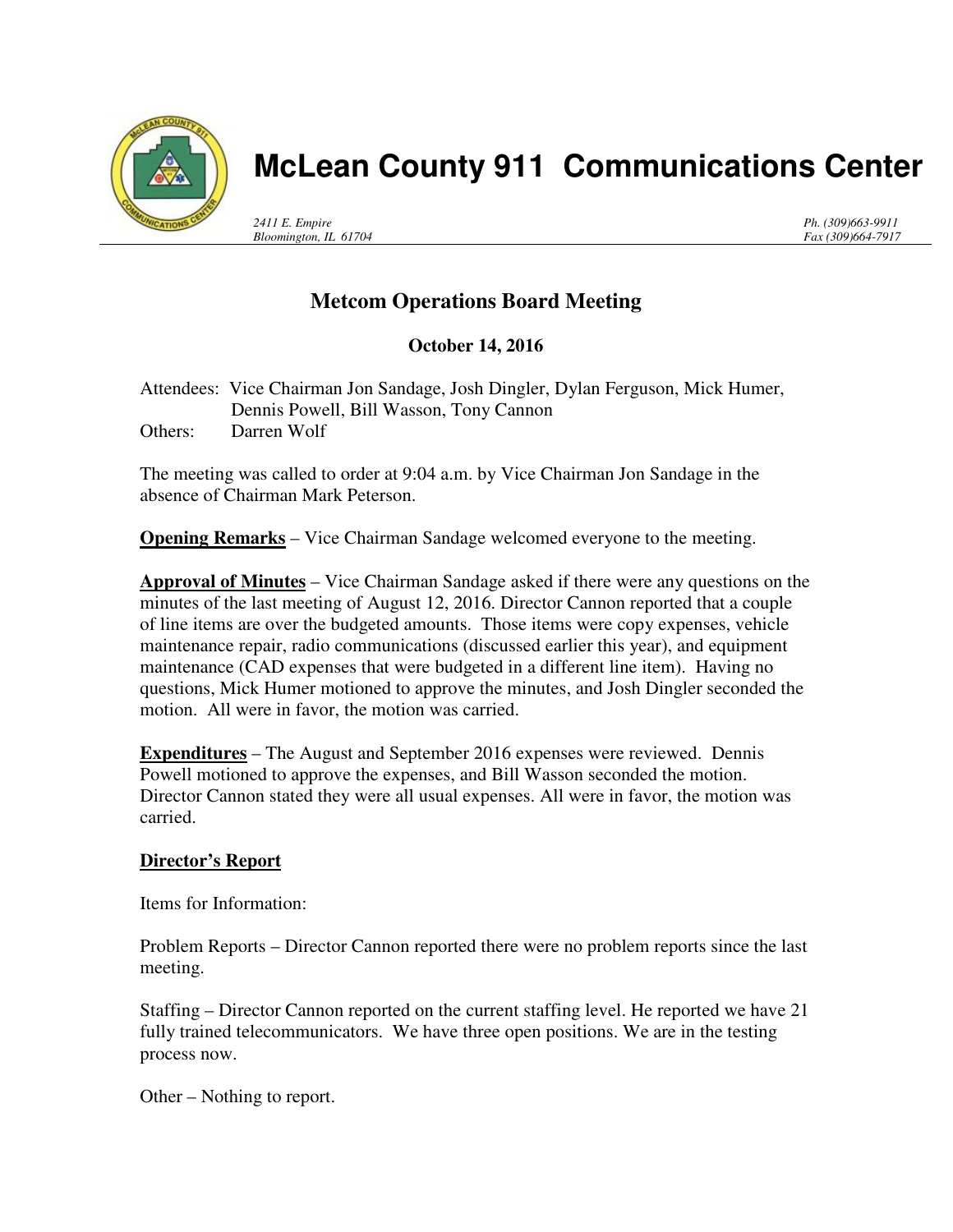# McLean County 911 Communications Center

*2411 E. Empire*
*Bloomington, IL 61704*

*Ph. (309)663-9911*
*Fax (309)664-7917*

## Metcom Operations Board Meeting

**October 14, 2016**

Attendees: Vice Chairman Jon Sandage, Josh Dingler, Dylan Ferguson, Mick Humer, Dennis Powell, Bill Wasson, Tony Cannon
Others: Darren Wolf

The meeting was called to order at 9:04 a.m. by Vice Chairman Jon Sandage in the absence of Chairman Mark Peterson.

**Opening Remarks** – Vice Chairman Sandage welcomed everyone to the meeting.

**Approval of Minutes** – Vice Chairman Sandage asked if there were any questions on the minutes of the last meeting of August 12, 2016. Director Cannon reported that a couple of line items are over the budgeted amounts. Those items were copy expenses, vehicle maintenance repair, radio communications (discussed earlier this year), and equipment maintenance (CAD expenses that were budgeted in a different line item). Having no questions, Mick Humer motioned to approve the minutes, and Josh Dingler seconded the motion. All were in favor, the motion was carried.

**Expenditures** – The August and September 2016 expenses were reviewed. Dennis Powell motioned to approve the expenses, and Bill Wasson seconded the motion. Director Cannon stated they were all usual expenses. All were in favor, the motion was carried.

**Director's Report**

Items for Information:

Problem Reports – Director Cannon reported there were no problem reports since the last meeting.

Staffing – Director Cannon reported on the current staffing level. He reported we have 21 fully trained telecommunicators. We have three open positions. We are in the testing process now.

Other – Nothing to report.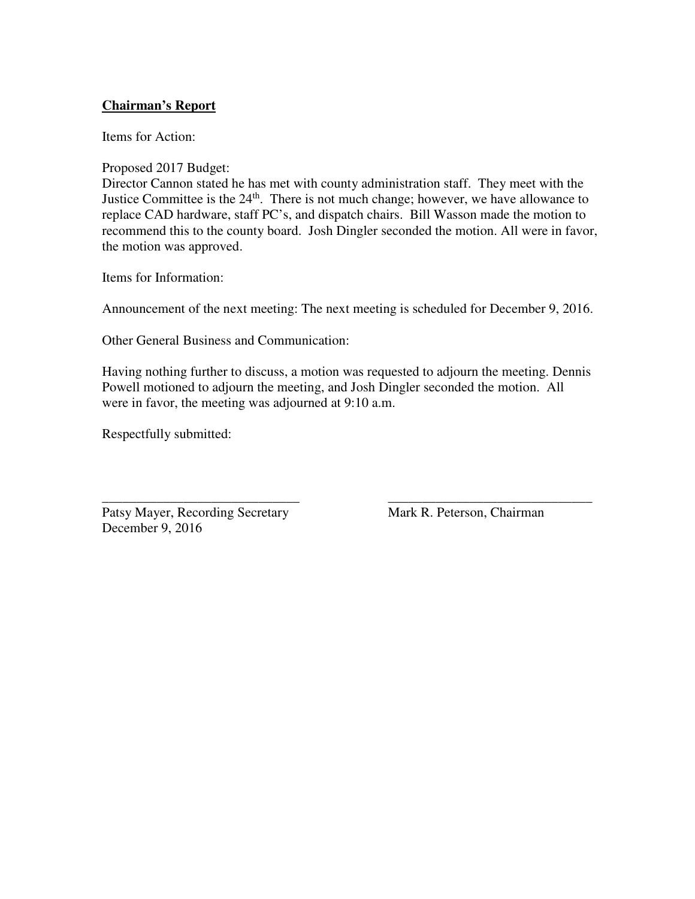**Chairman's Report**

Items for Action:

Proposed 2017 Budget:
Director Cannon stated he has met with county administration staff. They meet with the Justice Committee is the 24th. There is not much change; however, we have allowance to replace CAD hardware, staff PC's, and dispatch chairs. Bill Wasson made the motion to recommend this to the county board. Josh Dingler seconded the motion. All were in favor, the motion was approved.

Items for Information:

Announcement of the next meeting: The next meeting is scheduled for December 9, 2016.

Other General Business and Communication:

Having nothing further to discuss, a motion was requested to adjourn the meeting. Dennis Powell motioned to adjourn the meeting, and Josh Dingler seconded the motion. All were in favor, the meeting was adjourned at 9:10 a.m.

Respectfully submitted:

_____________________________ _____________________________

Patsy Mayer, Recording Secretary
December 9, 2016

Mark R. Peterson, Chairman